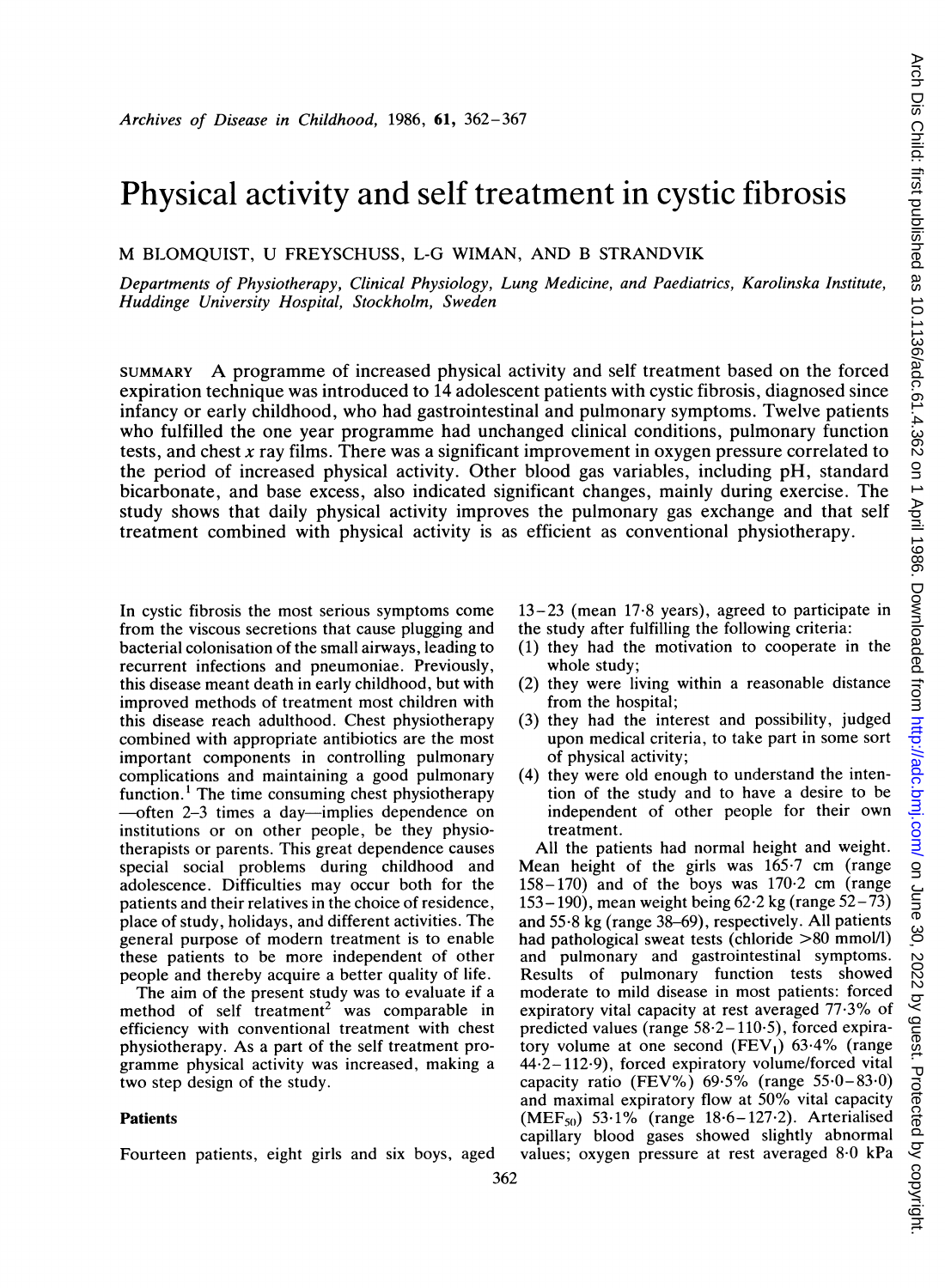# Physical activity and self treatment in cystic fibrosis

M BLOMQUIST, U FREYSCHUSS, L-G WIMAN, AND B STRANDVIK

*Departments of Physiotherapy, Clinical Physiology, Lung Medicine, and Paediatrics, Karolinska Institute, Huddinge University Hospital, Stockholm, Sweden*

SUMMARY A programme of increased physical activity and self treatment based on the forced expiration technique was introduced to 14 adolescent patients with cystic fibrosis, diagnosed since infancy or early childhood, who had gastrointestinal and pulmonary symptoms. Twelve patients who fulfilled the one year programme had unchanged clinical conditions, pulmonary function tests, and chest *x* ray films. There was a significant improvement in oxygen pressure correlated to the period of increased physical activity. Other blood gas variables, including pH, standard bicarbonate, and base excess, also indicated significant changes, mainly during exercise. The study shows that daily physical activity improves the pulmonary gas exchange and that self treatment combined with physical activity is as efficient as conventional physiotherapy.

In cystic fibrosis the most serious symptoms come from the viscous secretions that cause plugging and bacterial colonisation of the small airways, leading to recurrent infections and pneumoniae. Previously, this disease meant death in early childhood, but with improved methods of treatment most children with this disease reach adulthood. Chest physiotherapy combined with appropriate antibiotics are the most important components in controlling pulmonary complications and maintaining a good pulmonary function.[1] The time consuming chest physiotherapy —often 2–3 times a day—implies dependence on institutions or on other people, be they physiotherapists or parents. This great dependence causes special social problems during childhood and adolescence. Difficulties may occur both for the patients and their relatives in the choice of residence, place of study, holidays, and different activities. The general purpose of modern treatment is to enable these patients to be more independent of other people and thereby acquire a better quality of life.

The aim of the present study was to evaluate if a method of self treatment[2] was comparable in efficiency with conventional treatment with chest physiotherapy. As a part of the self treatment programme physical activity was increased, making a two step design of the study.

## Patients

Fourteen patients, eight girls and six boys, aged 13–23 (mean 17·8 years), agreed to participate in the study after fulfilling the following criteria:

1. they had the motivation to cooperate in the whole study;
2. they were living within a reasonable distance from the hospital;
3. they had the interest and possibility, judged upon medical criteria, to take part in some sort of physical activity;
4. they were old enough to understand the intention of the study and to have a desire to be independent of other people for their own treatment.

All the patients had normal height and weight. Mean height of the girls was 165·7 cm (range 158–170) and of the boys was 170·2 cm (range 153–190), mean weight being 62·2 kg (range 52–73) and 55·8 kg (range 38–69), respectively. All patients had pathological sweat tests (chloride >80 mmol/l) and pulmonary and gastrointestinal symptoms. Results of pulmonary function tests showed moderate to mild disease in most patients: forced expiratory vital capacity at rest averaged 77·3% of predicted values (range 58·2–110·5), forced expiratory volume at one second ($FEV_1$) 63·4% (range 44·2–112·9), forced expiratory volume/forced vital capacity ratio (FEV%) 69·5% (range 55·0–83·0) and maximal expiratory flow at 50% vital capacity ($MEF_{50}$) 53·1% (range 18·6–127·2). Arterialised capillary blood gases showed slightly abnormal values; oxygen pressure at rest averaged 8·0 kPa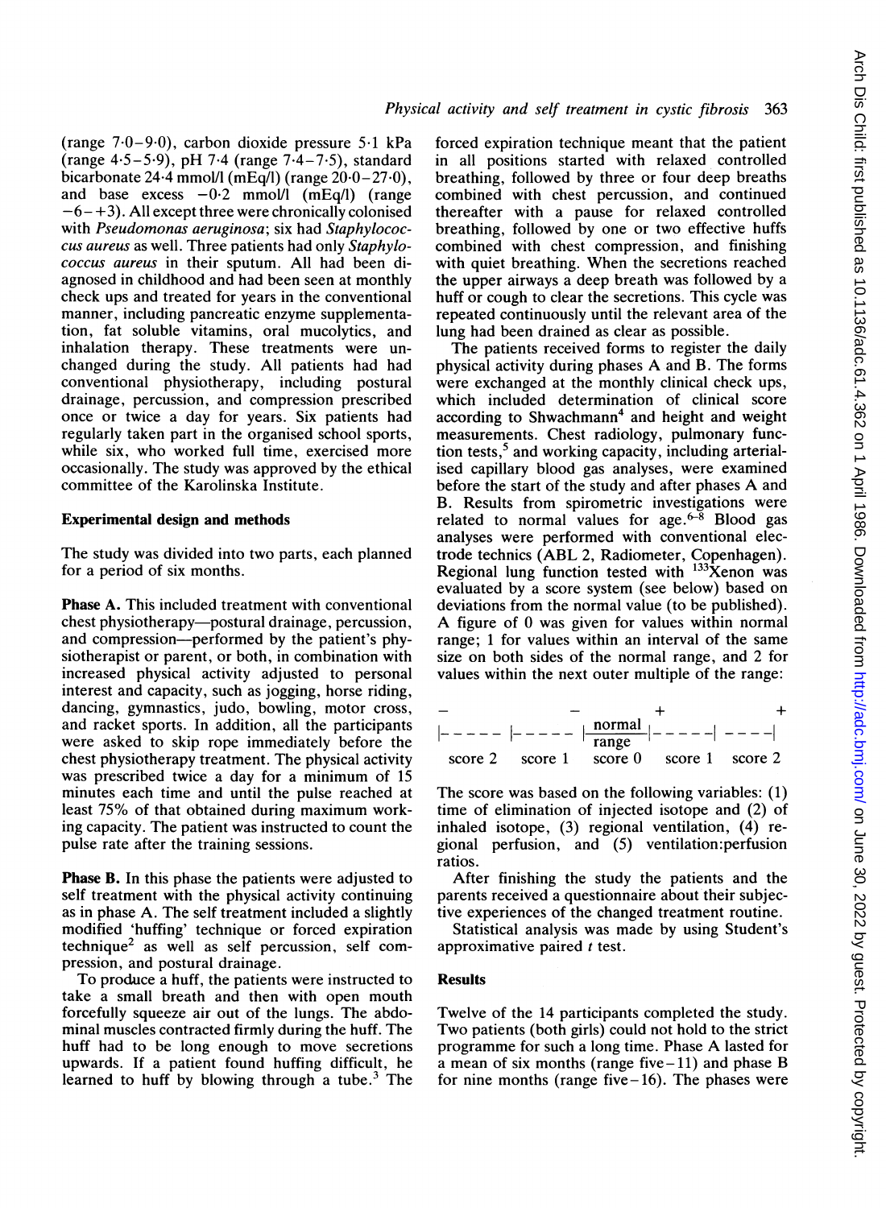(range 7·0–9·0), carbon dioxide pressure 5·1 kPa (range 4·5–5·9), pH 7·4 (range 7·4–7·5), standard bicarbonate 24·4 mmol/l (mEq/l) (range 20·0–27·0), and base excess −0·2 mmol/l (mEq/l) (range −6–+3). All except three were chronically colonised with *Pseudomonas aeruginosa*; six had *Staphylococcus aureus* as well. Three patients had only *Staphylococcus aureus* in their sputum. All had been diagnosed in childhood and had been seen at monthly check ups and treated for years in the conventional manner, including pancreatic enzyme supplementation, fat soluble vitamins, oral mucolytics, and inhalation therapy. These treatments were unchanged during the study. All patients had had conventional physiotherapy, including postural drainage, percussion, and compression prescribed once or twice a day for years. Six patients had regularly taken part in the organised school sports, while six, who worked full time, exercised more occasionally. The study was approved by the ethical committee of the Karolinska Institute.

## Experimental design and methods

The study was divided into two parts, each planned for a period of six months.

**Phase A.** This included treatment with conventional chest physiotherapy—postural drainage, percussion, and compression—performed by the patient's physiotherapist or parent, or both, in combination with increased physical activity adjusted to personal interest and capacity, such as jogging, horse riding, dancing, gymnastics, judo, bowling, motor cross, and racket sports. In addition, all the participants were asked to skip rope immediately before the chest physiotherapy treatment. The physical activity was prescribed twice a day for a minimum of 15 minutes each time and until the pulse reached at least 75% of that obtained during maximum working capacity. The patient was instructed to count the pulse rate after the training sessions.

**Phase B.** In this phase the patients were adjusted to self treatment with the physical activity continuing as in phase A. The self treatment included a slightly modified 'huffing' technique or forced expiration technique[2] as well as self percussion, self compression, and postural drainage.

To produce a huff, the patients were instructed to take a small breath and then with open mouth forcefully squeeze air out of the lungs. The abdominal muscles contracted firmly during the huff. The huff had to be long enough to move secretions upwards. If a patient found huffing difficult, he learned to huff by blowing through a tube.[3] The forced expiration technique meant that the patient in all positions started with relaxed controlled breathing, followed by three or four deep breaths combined with chest percussion, and continued thereafter with a pause for relaxed controlled breathing, followed by one or two effective huffs combined with chest compression, and finishing with quiet breathing. When the secretions reached the upper airways a deep breath was followed by a huff or cough to clear the secretions. This cycle was repeated continuously until the relevant area of the lung had been drained as clear as possible.

The patients received forms to register the daily physical activity during phases A and B. The forms were exchanged at the monthly clinical check ups, which included determination of clinical score according to Shwachmann[4] and height and weight measurements. Chest radiology, pulmonary function tests,[5] and working capacity, including arterialised capillary blood gas analyses, were examined before the start of the study and after phases A and B. Results from spirometric investigations were related to normal values for age.[6–8] Blood gas analyses were performed with conventional electrode technics (ABL 2, Radiometer, Copenhagen). Regional lung function tested with $^{133}$Xenon was evaluated by a score system (see below) based on deviations from the normal value (to be published). A figure of 0 was given for values within normal range; 1 for values within an interval of the same size on both sides of the normal range, and 2 for values within the next outer multiple of the range:

```
−                 −                    +               +
|- - - - - |- - - - - | normal range |- - - - -| - - - -|
  score 2    score 1     score 0      score 1   score 2
```

The score was based on the following variables: (1) time of elimination of injected isotope and (2) of inhaled isotope, (3) regional ventilation, (4) regional perfusion, and (5) ventilation:perfusion ratios.

After finishing the study the patients and the parents received a questionnaire about their subjective experiences of the changed treatment routine.

Statistical analysis was made by using Student's approximative paired $t$ test.

## Results

Twelve of the 14 participants completed the study. Two patients (both girls) could not hold to the strict programme for such a long time. Phase A lasted for a mean of six months (range five–11) and phase B for nine months (range five–16). The phases were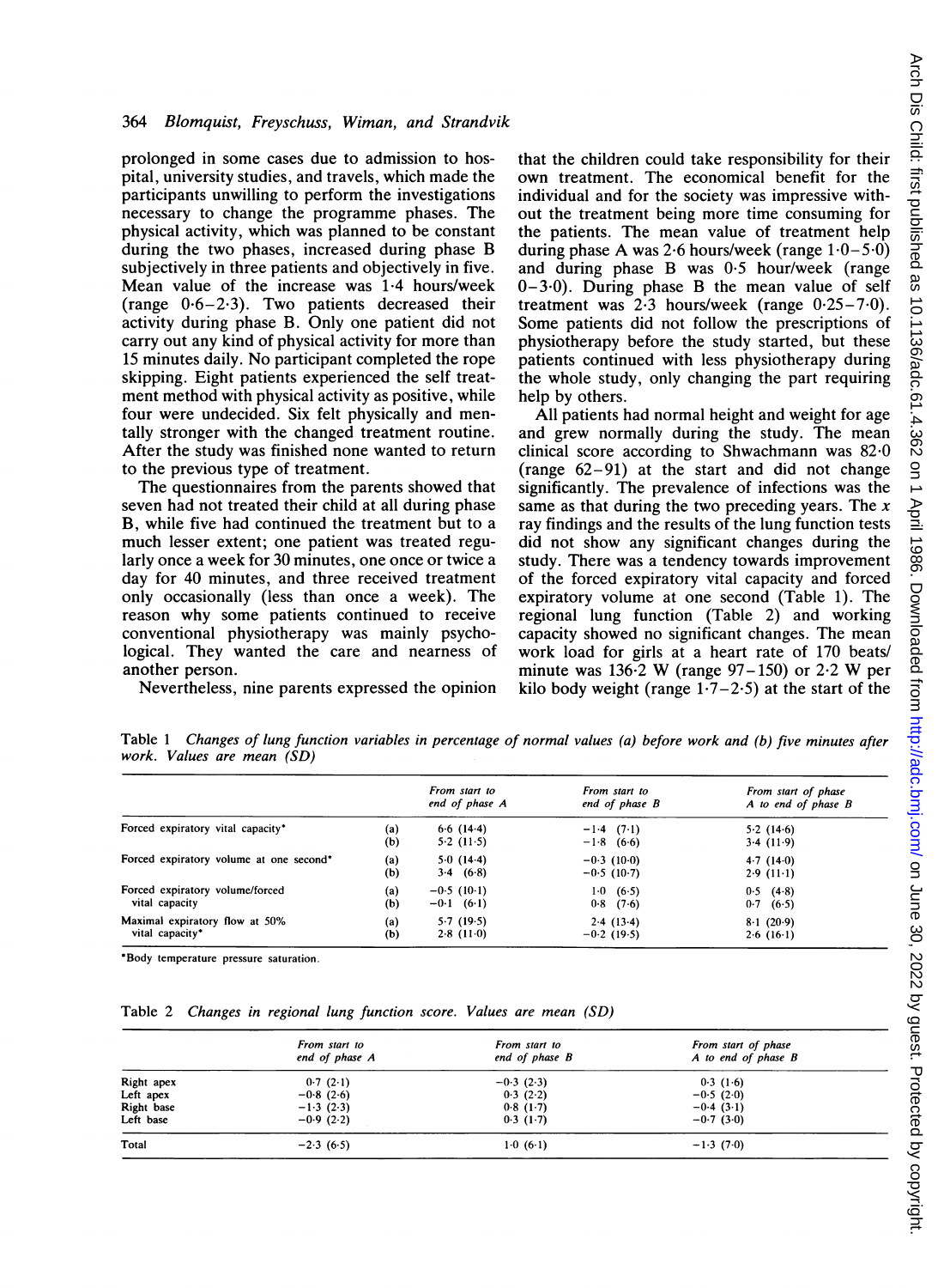prolonged in some cases due to admission to hospital, university studies, and travels, which made the participants unwilling to perform the investigations necessary to change the programme phases. The physical activity, which was planned to be constant during the two phases, increased during phase B subjectively in three patients and objectively in five. Mean value of the increase was 1·4 hours/week (range 0·6–2·3). Two patients decreased their activity during phase B. Only one patient did not carry out any kind of physical activity for more than 15 minutes daily. No participant completed the rope skipping. Eight patients experienced the self treatment method with physical activity as positive, while four were undecided. Six felt physically and mentally stronger with the changed treatment routine. After the study was finished none wanted to return to the previous type of treatment.

The questionnaires from the parents showed that seven had not treated their child at all during phase B, while five had continued the treatment but to a much lesser extent; one patient was treated regularly once a week for 30 minutes, one once or twice a day for 40 minutes, and three received treatment only occasionally (less than once a week). The reason why some patients continued to receive conventional physiotherapy was mainly psychological. They wanted the care and nearness of another person.

Nevertheless, nine parents expressed the opinion that the children could take responsibility for their own treatment. The economical benefit for the individual and for the society was impressive without the treatment being more time consuming for the patients. The mean value of treatment help during phase A was 2·6 hours/week (range 1·0–5·0) and during phase B was 0·5 hour/week (range 0–3·0). During phase B the mean value of self treatment was 2·3 hours/week (range 0·25–7·0). Some patients did not follow the prescriptions of physiotherapy before the study started, but these patients continued with less physiotherapy during the whole study, only changing the part requiring help by others.

All patients had normal height and weight for age and grew normally during the study. The mean clinical score according to Shwachmann was 82·0 (range 62–91) at the start and did not change significantly. The prevalence of infections was the same as that during the two preceding years. The $x$ ray findings and the results of the lung function tests did not show any significant changes during the study. There was a tendency towards improvement of the forced expiratory vital capacity and forced expiratory volume at one second (Table 1). The regional lung function (Table 2) and working capacity showed no significant changes. The mean work load for girls at a heart rate of 170 beats/minute was 136·2 W (range 97–150) or 2·2 W per kilo body weight (range 1·7–2·5) at the start of the

Table 1 *Changes of lung function variables in percentage of normal values (a) before work and (b) five minutes after work. Values are mean (SD)*

| | | From start to end of phase A | From start to end of phase B | From start of phase A to end of phase B |
|---|---|---|---|---|
| Forced expiratory vital capacity* | (a) | 6·6 (14·4) | −1·4 (7·1) | 5·2 (14·6) |
| | (b) | 5·2 (11·5) | −1·8 (6·6) | 3·4 (11·9) |
| Forced expiratory volume at one second* | (a) | 5·0 (14·4) | −0·3 (10·0) | 4·7 (14·0) |
| | (b) | 3·4 (6·8) | −0·5 (10·7) | 2·9 (11·1) |
| Forced expiratory volume/forced vital capacity | (a) | −0·5 (10·1) | 1·0 (6·5) | 0·5 (4·8) |
| | (b) | −0·1 (6·1) | 0·8 (7·6) | 0·7 (6·5) |
| Maximal expiratory flow at 50% vital capacity* | (a) | 5·7 (19·5) | 2·4 (13·4) | 8·1 (20·9) |
| | (b) | 2·8 (11·0) | −0·2 (19·5) | 2·6 (16·1) |

*Body temperature pressure saturation.

Table 2 *Changes in regional lung function score. Values are mean (SD)*

| | From start to end of phase A | From start to end of phase B | From start of phase A to end of phase B |
|---|---|---|---|
| Right apex | 0·7 (2·1) | −0·3 (2·3) | 0·3 (1·6) |
| Left apex | −0·8 (2·6) | 0·3 (2·2) | −0·5 (2·0) |
| Right base | −1·3 (2·3) | 0·8 (1·7) | −0·4 (3·1) |
| Left base | −0·9 (2·2) | 0·3 (1·7) | −0·7 (3·0) |
| Total | −2·3 (6·5) | 1·0 (6·1) | −1·3 (7·0) |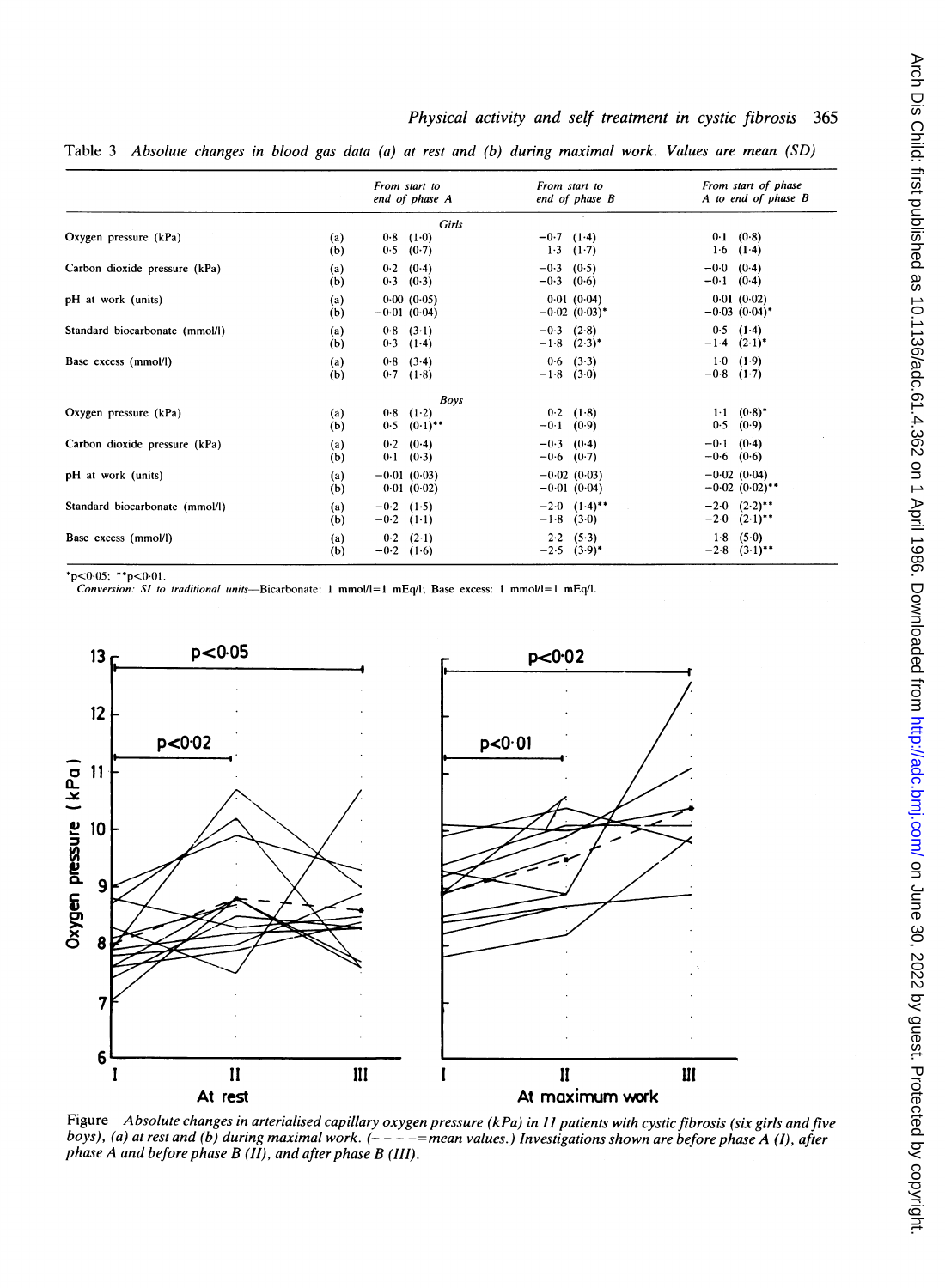Table 3 *Absolute changes in blood gas data (a) at rest and (b) during maximal work. Values are mean (SD)*

| | | From start to end of phase A | From start to end of phase B | From start of phase A to end of phase B |
|---|---|---|---|---|
| | | *Girls* | | |
| Oxygen pressure (kPa) | (a) | 0·8 (1·0) | −0·7 (1·4) | 0·1 (0·8) |
| | (b) | 0·5 (0·7) | 1·3 (1·7) | 1·6 (1·4) |
| Carbon dioxide pressure (kPa) | (a) | 0·2 (0·4) | −0·3 (0·5) | −0·0 (0·4) |
| | (b) | 0·3 (0·3) | −0·3 (0·6) | −0·1 (0·4) |
| pH at work (units) | (a) | 0·00 (0·05) | 0·01 (0·04) | 0·01 (0·02) |
| | (b) | −0·01 (0·04) | −0·02 (0·03)* | −0·03 (0·04)* |
| Standard biocarbonate (mmol/l) | (a) | 0·8 (3·1) | −0·3 (2·8) | 0·5 (1·4) |
| | (b) | 0·3 (1·4) | −1·8 (2·3)* | −1·4 (2·1)* |
| Base excess (mmol/l) | (a) | 0·8 (3·4) | 0·6 (3·3) | 1·0 (1·9) |
| | (b) | 0·7 (1·8) | −1·8 (3·0) | −0·8 (1·7) |
| | | *Boys* | | |
| Oxygen pressure (kPa) | (a) | 0·8 (1·2) | 0·2 (1·8) | 1·1 (0·8)* |
| | (b) | 0·5 (0·1)** | −0·1 (0·9) | 0·5 (0·9) |
| Carbon dioxide pressure (kPa) | (a) | 0·2 (0·4) | −0·3 (0·4) | −0·1 (0·4) |
| | (b) | 0·1 (0·3) | −0·6 (0·7) | −0·6 (0·6) |
| pH at work (units) | (a) | −0·01 (0·03) | −0·02 (0·03) | −0·02 (0·04) |
| | (b) | 0·01 (0·02) | −0·01 (0·04) | −0·02 (0·02)** |
| Standard biocarbonate (mmol/l) | (a) | −0·2 (1·5) | −2·0 (1·4)** | −2·0 (2·2)** |
| | (b) | −0·2 (1·1) | −1·8 (3·0) | −2·0 (2·1)** |
| Base excess (mmol/l) | (a) | 0·2 (2·1) | 2·2 (5·3) | 1·8 (5·0) |
| | (b) | −0·2 (1·6) | −2·5 (3·9)* | −2·8 (3·1)** |

*$p<0·05$; **$p<0·01$.

*Conversion: SI to traditional units*—Bicarbonate: 1 mmol/l=1 mEq/l; Base excess: 1 mmol/l=1 mEq/l.

p<0·05
p<0·02
p<0·02
p<0·01
Oxygen pressure (kPa)
13
12
11
10
9
8
7
6
I II III
At rest
I II III
At maximum work

Figure *Absolute changes in arterialised capillary oxygen pressure (kPa) in 11 patients with cystic fibrosis (six girls and five boys), (a) at rest and (b) during maximal work. (– – – –=mean values.) Investigations shown are before phase A (I), after phase A and before phase B (II), and after phase B (III).*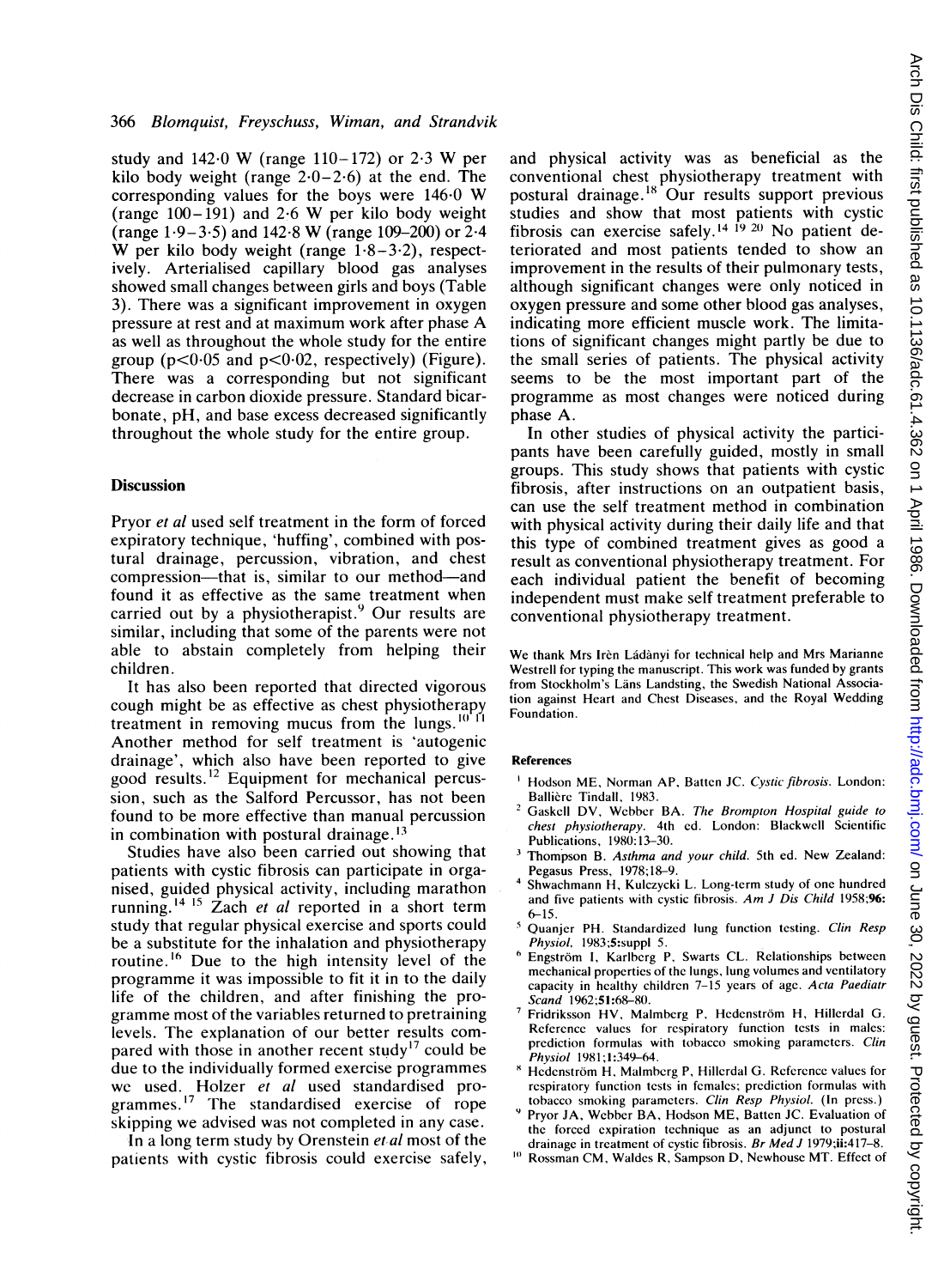study and 142·0 W (range 110–172) or 2·3 W per kilo body weight (range 2·0–2·6) at the end. The corresponding values for the boys were 146·0 W (range 100–191) and 2·6 W per kilo body weight (range 1·9–3·5) and 142·8 W (range 109–200) or 2·4 W per kilo body weight (range 1·8–3·2), respectively. Arterialised capillary blood gas analyses showed small changes between girls and boys (Table 3). There was a significant improvement in oxygen pressure at rest and at maximum work after phase A as well as throughout the whole study for the entire group ($p<0·05$ and $p<0·02$, respectively) (Figure). There was a corresponding but not significant decrease in carbon dioxide pressure. Standard bicarbonate, pH, and base excess decreased significantly throughout the whole study for the entire group.

## Discussion

Pryor *et al* used self treatment in the form of forced expiratory technique, 'huffing', combined with postural drainage, percussion, vibration, and chest compression—that is, similar to our method—and found it as effective as the same treatment when carried out by a physiotherapist.[9] Our results are similar, including that some of the parents were not able to abstain completely from helping their children.

It has also been reported that directed vigorous cough might be as effective as chest physiotherapy treatment in removing mucus from the lungs.[10 11] Another method for self treatment is 'autogenic drainage', which also have been reported to give good results.[12] Equipment for mechanical percussion, such as the Salford Percussor, has not been found to be more effective than manual percussion in combination with postural drainage.[13]

Studies have also been carried out showing that patients with cystic fibrosis can participate in organised, guided physical activity, including marathon running.[14 15] Zach *et al* reported in a short term study that regular physical exercise and sports could be a substitute for the inhalation and physiotherapy routine.[16] Due to the high intensity level of the programme it was impossible to fit it in to the daily life of the children, and after finishing the programme most of the variables returned to pretraining levels. The explanation of our better results compared with those in another recent study[17] could be due to the individually formed exercise programmes we used. Holzer *et al* used standardised programmes.[17] The standardised exercise of rope skipping we advised was not completed in any case.

In a long term study by Orenstein *et al* most of the patients with cystic fibrosis could exercise safely, and physical activity was as beneficial as the conventional chest physiotherapy treatment with postural drainage.[18] Our results support previous studies and show that most patients with cystic fibrosis can exercise safely.[14 19 20] No patient deteriorated and most patients tended to show an improvement in the results of their pulmonary tests, although significant changes were only noticed in oxygen pressure and some other blood gas analyses, indicating more efficient muscle work. The limitations of significant changes might partly be due to the small series of patients. The physical activity seems to be the most important part of the programme as most changes were noticed during phase A.

In other studies of physical activity the participants have been carefully guided, mostly in small groups. This study shows that patients with cystic fibrosis, after instructions on an outpatient basis, can use the self treatment method in combination with physical activity during their daily life and that this type of combined treatment gives as good a result as conventional physiotherapy treatment. For each individual patient the benefit of becoming independent must make self treatment preferable to conventional physiotherapy treatment.

We thank Mrs Irèn Ládànyi for technical help and Mrs Marianne Westrell for typing the manuscript. This work was funded by grants from Stockholm's Läns Landsting, the Swedish National Association against Heart and Chest Diseases, and the Royal Wedding Foundation.

## References

1. Hodson ME, Norman AP, Batten JC. *Cystic fibrosis*. London: Ballière Tindall, 1983.
2. Gaskell DV, Webber BA. *The Brompton Hospital guide to chest physiotherapy*. 4th ed. London: Blackwell Scientific Publications, 1980:13–30.
3. Thompson B. *Asthma and your child*. 5th ed. New Zealand: Pegasus Press, 1978;18–9.
4. Shwachmann H, Kulczycki L. Long-term study of one hundred and five patients with cystic fibrosis. *Am J Dis Child* 1958;**96:** 6–15.
5. Quanjer PH. Standardized lung function testing. *Clin Resp Physiol*, 1983;**5:**suppl 5.
6. Engström I, Karlberg P, Swarts CL. Relationships between mechanical properties of the lungs, lung volumes and ventilatory capacity in healthy children 7–15 years of age. *Acta Paediatr Scand* 1962;**51:**68–80.
7. Fridriksson HV, Malmberg P, Hedenström H, Hillerdal G. Reference values for respiratory function tests in males: prediction formulas with tobacco smoking parameters. *Clin Physiol* 1981;**1:**349–64.
8. Hedenström H, Malmberg P, Hillerdal G. Reference values for respiratory function tests in females; prediction formulas with tobacco smoking parameters. *Clin Resp Physiol*. (In press.)
9. Pryor JA, Webber BA, Hodson ME, Batten JC. Evaluation of the forced expiration technique as an adjunct to postural drainage in treatment of cystic fibrosis. *Br Med J* 1979;**ii:**417–8.
10. Rossman CM, Waldes R, Sampson D, Newhouse MT. Effect of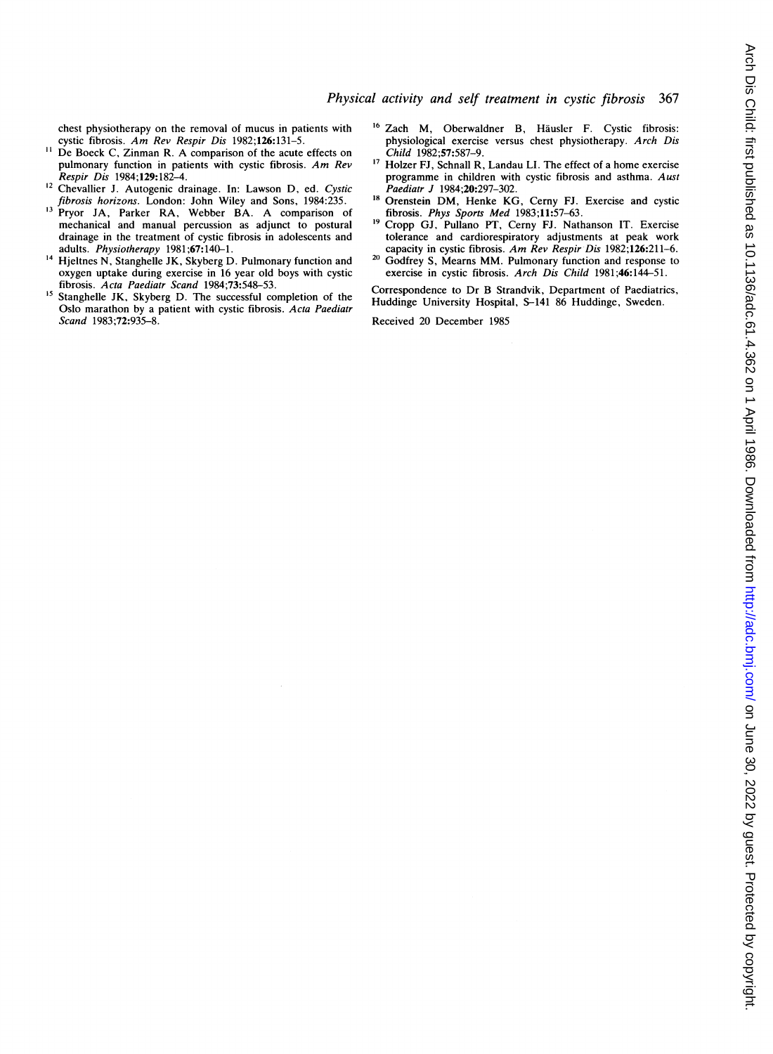chest physiotherapy on the removal of mucus in patients with cystic fibrosis. *Am Rev Respir Dis* 1982;**126**:131–5.

[11] De Boeck C, Zinman R. A comparison of the acute effects on pulmonary function in patients with cystic fibrosis. *Am Rev Respir Dis* 1984;**129**:182–4.

[12] Chevallier J. Autogenic drainage. In: Lawson D, ed. *Cystic fibrosis horizons*. London: John Wiley and Sons, 1984:235.

[13] Pryor JA, Parker RA, Webber BA. A comparison of mechanical and manual percussion as adjunct to postural drainage in the treatment of cystic fibrosis in adolescents and adults. *Physiotherapy* 1981;**67**:140–1.

[14] Hjeltnes N, Stanghelle JK, Skyberg D. Pulmonary function and oxygen uptake during exercise in 16 year old boys with cystic fibrosis. *Acta Paediatr Scand* 1984;**73**:548–53.

[15] Stanghelle JK, Skyberg D. The successful completion of the Oslo marathon by a patient with cystic fibrosis. *Acta Paediatr Scand* 1983;**72**:935–8.

[16] Zach M, Oberwaldner B, Häusler F. Cystic fibrosis: physiological exercise versus chest physiotherapy. *Arch Dis Child* 1982;**57**:587–9.

[17] Holzer FJ, Schnall R, Landau LI. The effect of a home exercise programme in children with cystic fibrosis and asthma. *Aust Paediatr J* 1984;**20**:297–302.

[18] Orenstein DM, Henke KG, Cerny FJ. Exercise and cystic fibrosis. *Phys Sports Med* 1983;**11**:57–63.

[19] Cropp GJ, Pullano PT, Cerny FJ. Nathanson IT. Exercise tolerance and cardiorespiratory adjustments at peak work capacity in cystic fibrosis. *Am Rev Respir Dis* 1982;**126**:211–6.

[20] Godfrey S, Mearns MM. Pulmonary function and response to exercise in cystic fibrosis. *Arch Dis Child* 1981;**46**:144–51.

Correspondence to Dr B Strandvik, Department of Paediatrics, Huddinge University Hospital, S-141 86 Huddinge, Sweden.

Received 20 December 1985